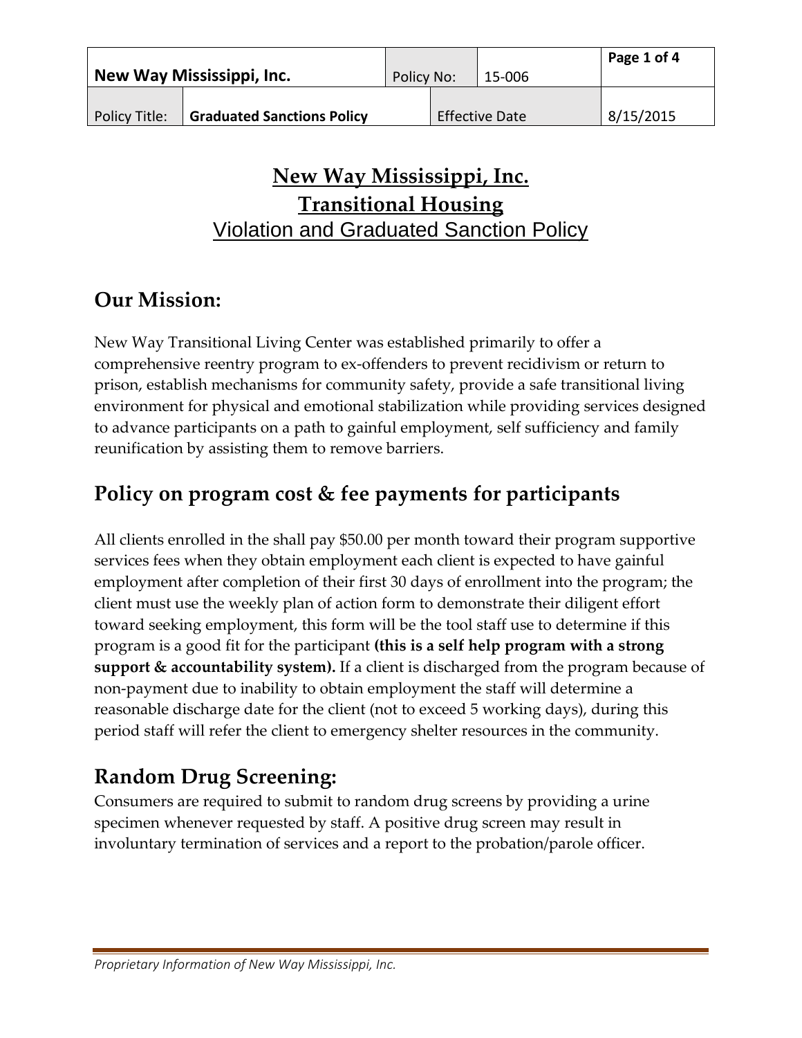| New Way Mississippi, Inc. | | Policy No: | 15-006 | Page 1 of 4 |
|---|---|---|---|---|
| Policy Title: | **Graduated Sanctions Policy** | Effective Date | | 8/15/2015 |

# New Way Mississippi, Inc.
# Transitional Housing
## Violation and Graduated Sanction Policy

## Our Mission:

New Way Transitional Living Center was established primarily to offer a comprehensive reentry program to ex-offenders to prevent recidivism or return to prison, establish mechanisms for community safety, provide a safe transitional living environment for physical and emotional stabilization while providing services designed to advance participants on a path to gainful employment, self sufficiency and family reunification by assisting them to remove barriers.

## Policy on program cost & fee payments for participants

All clients enrolled in the shall pay $50.00 per month toward their program supportive services fees when they obtain employment each client is expected to have gainful employment after completion of their first 30 days of enrollment into the program; the client must use the weekly plan of action form to demonstrate their diligent effort toward seeking employment, this form will be the tool staff use to determine if this program is a good fit for the participant **(this is a self help program with a strong support & accountability system).** If a client is discharged from the program because of non-payment due to inability to obtain employment the staff will determine a reasonable discharge date for the client (not to exceed 5 working days), during this period staff will refer the client to emergency shelter resources in the community.

## Random Drug Screening:

Consumers are required to submit to random drug screens by providing a urine specimen whenever requested by staff. A positive drug screen may result in involuntary termination of services and a report to the probation/parole officer.

*Proprietary Information of New Way Mississippi, Inc.*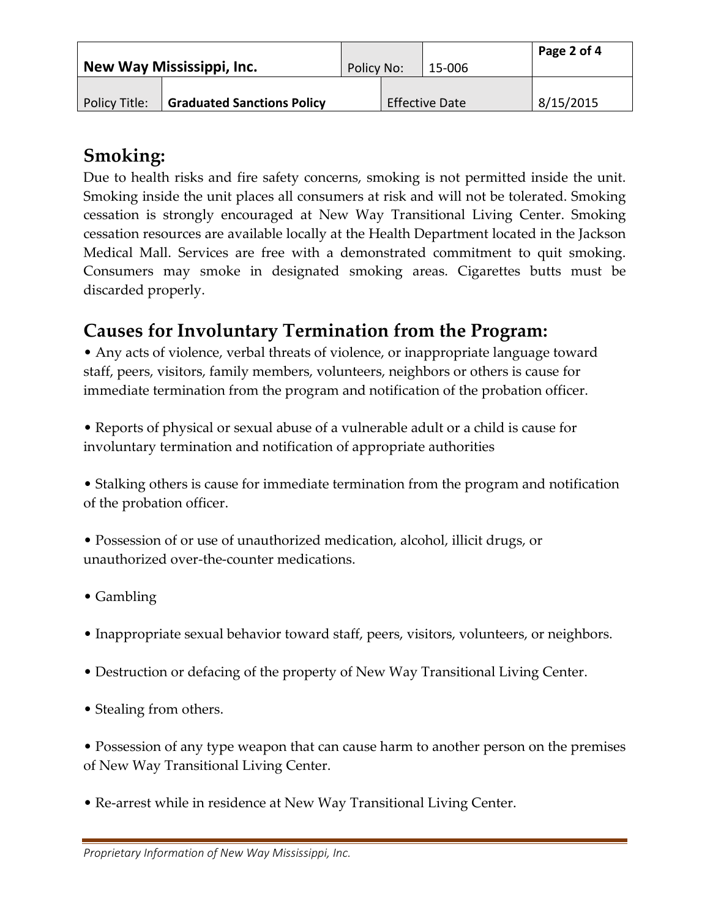## Smoking:

Due to health risks and fire safety concerns, smoking is not permitted inside the unit. Smoking inside the unit places all consumers at risk and will not be tolerated. Smoking cessation is strongly encouraged at New Way Transitional Living Center. Smoking cessation resources are available locally at the Health Department located in the Jackson Medical Mall. Services are free with a demonstrated commitment to quit smoking. Consumers may smoke in designated smoking areas. Cigarettes butts must be discarded properly.

## Causes for Involuntary Termination from the Program:

- Any acts of violence, verbal threats of violence, or inappropriate language toward staff, peers, visitors, family members, volunteers, neighbors or others is cause for immediate termination from the program and notification of the probation officer.

- Reports of physical or sexual abuse of a vulnerable adult or a child is cause for involuntary termination and notification of appropriate authorities

- Stalking others is cause for immediate termination from the program and notification of the probation officer.

- Possession of or use of unauthorized medication, alcohol, illicit drugs, or unauthorized over-the-counter medications.

- Gambling

- Inappropriate sexual behavior toward staff, peers, visitors, volunteers, or neighbors.

- Destruction or defacing of the property of New Way Transitional Living Center.

- Stealing from others.

- Possession of any type weapon that can cause harm to another person on the premises of New Way Transitional Living Center.

- Re-arrest while in residence at New Way Transitional Living Center.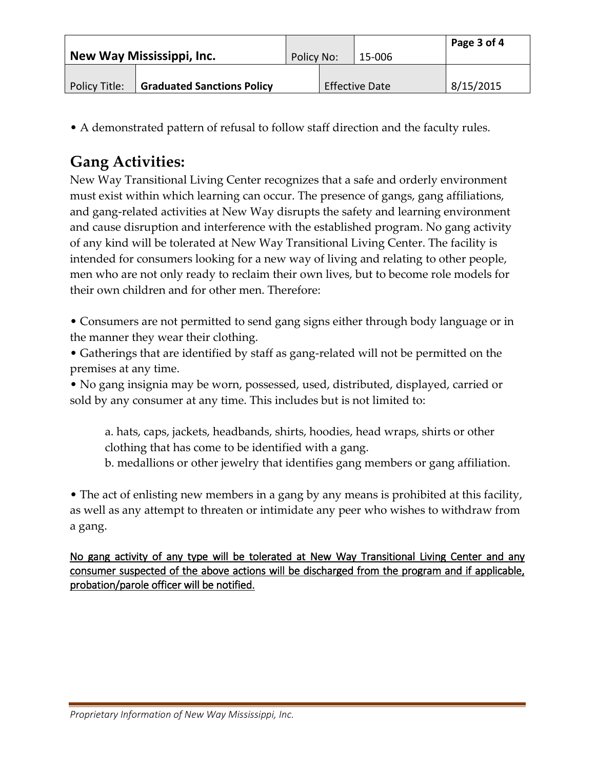• A demonstrated pattern of refusal to follow staff direction and the faculty rules.

## Gang Activities:

New Way Transitional Living Center recognizes that a safe and orderly environment must exist within which learning can occur. The presence of gangs, gang affiliations, and gang-related activities at New Way disrupts the safety and learning environment and cause disruption and interference with the established program. No gang activity of any kind will be tolerated at New Way Transitional Living Center. The facility is intended for consumers looking for a new way of living and relating to other people, men who are not only ready to reclaim their own lives, but to become role models for their own children and for other men. Therefore:

• Consumers are not permitted to send gang signs either through body language or in the manner they wear their clothing.

• Gatherings that are identified by staff as gang-related will not be permitted on the premises at any time.

• No gang insignia may be worn, possessed, used, distributed, displayed, carried or sold by any consumer at any time. This includes but is not limited to:

> a. hats, caps, jackets, headbands, shirts, hoodies, head wraps, shirts or other clothing that has come to be identified with a gang.
>
> b. medallions or other jewelry that identifies gang members or gang affiliation.

• The act of enlisting new members in a gang by any means is prohibited at this facility, as well as any attempt to threaten or intimidate any peer who wishes to withdraw from a gang.

<u>No gang activity of any type will be tolerated at New Way Transitional Living Center and any consumer suspected of the above actions will be discharged from the program and if applicable, probation/parole officer will be notified.</u>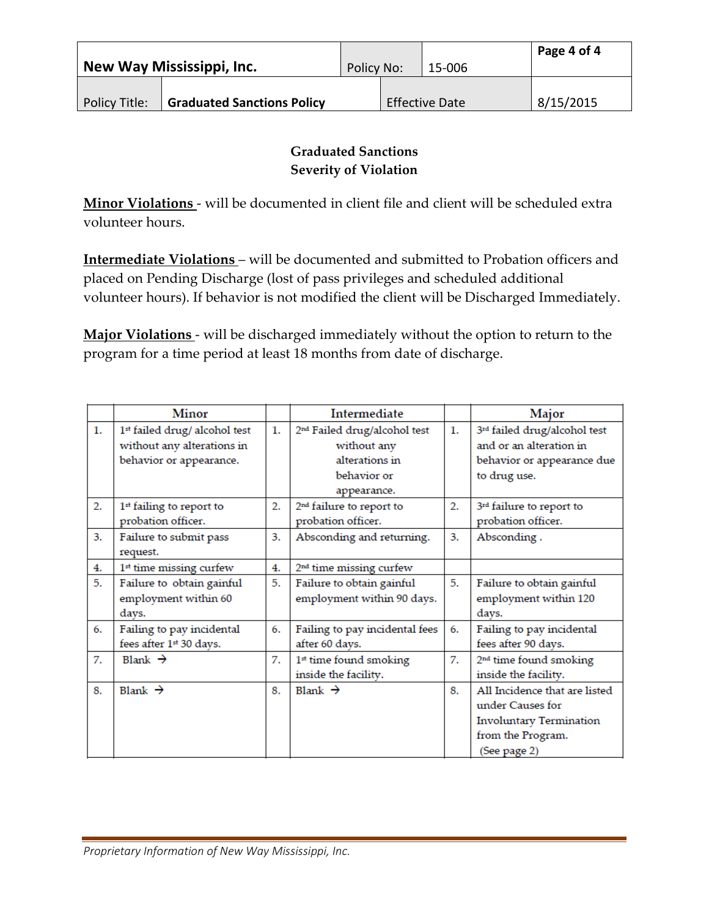## Graduated Sanctions
## Severity of Violation

**Minor Violations** - will be documented in client file and client will be scheduled extra volunteer hours.

**Intermediate Violations** – will be documented and submitted to Probation officers and placed on Pending Discharge (lost of pass privileges and scheduled additional volunteer hours). If behavior is not modified the client will be Discharged Immediately.

**Major Violations** - will be discharged immediately without the option to return to the program for a time period at least 18 months from date of discharge.

| | Minor | | Intermediate | | Major |
|---|---|---|---|---|---|
| 1. | 1st failed drug/ alcohol test without any alterations in behavior or appearance. | 1. | 2nd Failed drug/alcohol test without any alterations in behavior or appearance. | 1. | 3rd failed drug/alcohol test and or an alteration in behavior or appearance due to drug use. |
| 2. | 1st failing to report to probation officer. | 2. | 2nd failure to report to probation officer. | 2. | 3rd failure to report to probation officer. |
| 3. | Failure to submit pass request. | 3. | Absconding and returning. | 3. | Absconding . |
| 4. | 1st time missing curfew | 4. | 2nd time missing curfew | | |
| 5. | Failure to obtain gainful employment within 60 days. | 5. | Failure to obtain gainful employment within 90 days. | 5. | Failure to obtain gainful employment within 120 days. |
| 6. | Failing to pay incidental fees after 1st 30 days. | 6. | Failing to pay incidental fees after 60 days. | 6. | Failing to pay incidental fees after 90 days. |
| 7. | Blank → | 7. | 1st time found smoking inside the facility. | 7. | 2nd time found smoking inside the facility. |
| 8. | Blank → | 8. | Blank → | 8. | All Incidence that are listed under Causes for Involuntary Termination from the Program. (See page 2) |